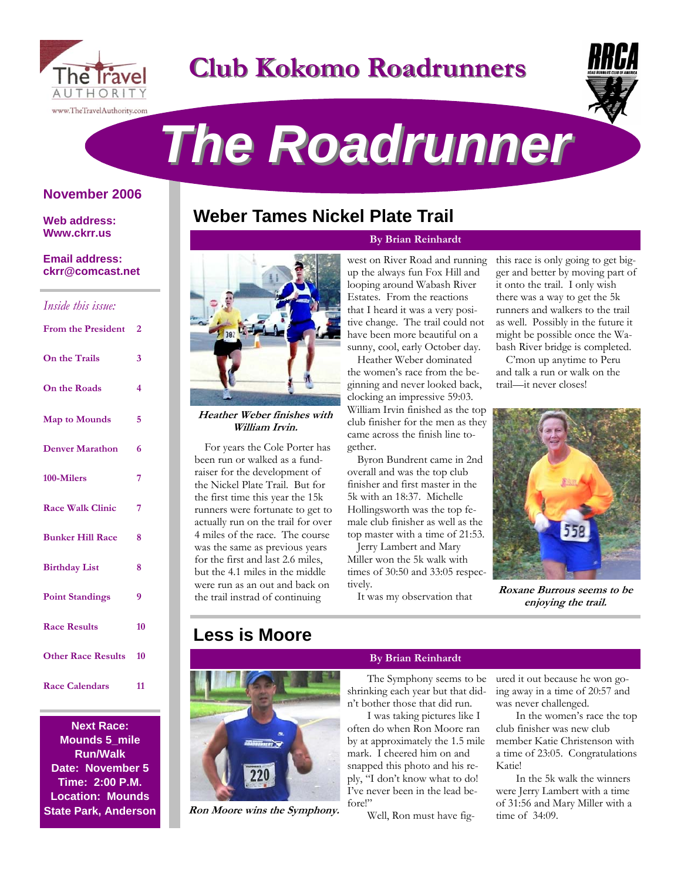The Travel AUTHORITY

www.TheTravelAuthority.com

# Club Kokomo Roadrunners

# The Roadrunner

**November 2006**

**Web address:**
**Www.ckrr.us**

**Email address:**
**ckrr@comcast.net**

*Inside this issue:*

| | |
|---|---|
| From the President | 2 |
| On the Trails | 3 |
| On the Roads | 4 |
| Map to Mounds | 5 |
| Denver Marathon | 6 |
| 100-Milers | 7 |
| Race Walk Clinic | 7 |
| Bunker Hill Race | 8 |
| Birthday List | 8 |
| Point Standings | 9 |
| Race Results | 10 |
| Other Race Results | 10 |
| Race Calendars | 11 |

**Next Race:**
**Mounds 5_mile Run/Walk**
**Date: November 5**
**Time: 2:00 P.M.**
**Location: Mounds State Park, Anderson**

## Weber Tames Nickel Plate Trail

**By Brian Reinhardt**

***Heather Weber finishes with William Irvin.***

For years the Cole Porter has been run or walked as a fundraiser for the development of the Nickel Plate Trail. But for the first time this year the 15k runners were fortunate to get to actually run on the trail for over 4 miles of the race. The course was the same as previous years for the first and last 2.6 miles, but the 4.1 miles in the middle were run as an out and back on the trail instrad of continuing west on River Road and running up the always fun Fox Hill and looping around Wabash River Estates. From the reactions that I heard it was a very positive change. The trail could not have been more beautiful on a sunny, cool, early October day.

Heather Weber dominated the women's race from the beginning and never looked back, clocking an impressive 59:03. William Irvin finished as the top club finisher for the men as they came across the finish line together.

Byron Bundrent came in 2nd overall and was the top club finisher and first master in the 5k with an 18:37. Michelle Hollingsworth was the top female club finisher as well as the top master with a time of 21:53.

Jerry Lambert and Mary Miller won the 5k walk with times of 30:50 and 33:05 respectively.

It was my observation that this race is only going to get bigger and better by moving part of it onto the trail. I only wish there was a way to get the 5k runners and walkers to the trail as well. Possibly in the future it might be possible once the Wabash River bridge is completed.

C'mon up anytime to Peru and talk a run or walk on the trail—it never closes!

***Roxane Burrous seems to be enjoying the trail.***

## Less is Moore

**By Brian Reinhardt**

***Ron Moore wins the Symphony.***

The Symphony seems to be shrinking each year but that didn't bother those that did run.

I was taking pictures like I often do when Ron Moore ran by at approximately the 1.5 mile mark. I cheered him on and snapped this photo and his reply, "I don't know what to do! I've never been in the lead before!"

Well, Ron must have figured it out because he won going away in a time of 20:57 and was never challenged.

In the women's race the top club finisher was new club member Katie Christenson with a time of 23:05. Congratulations Katie!

In the 5k walk the winners were Jerry Lambert with a time of 31:56 and Mary Miller with a time of 34:09.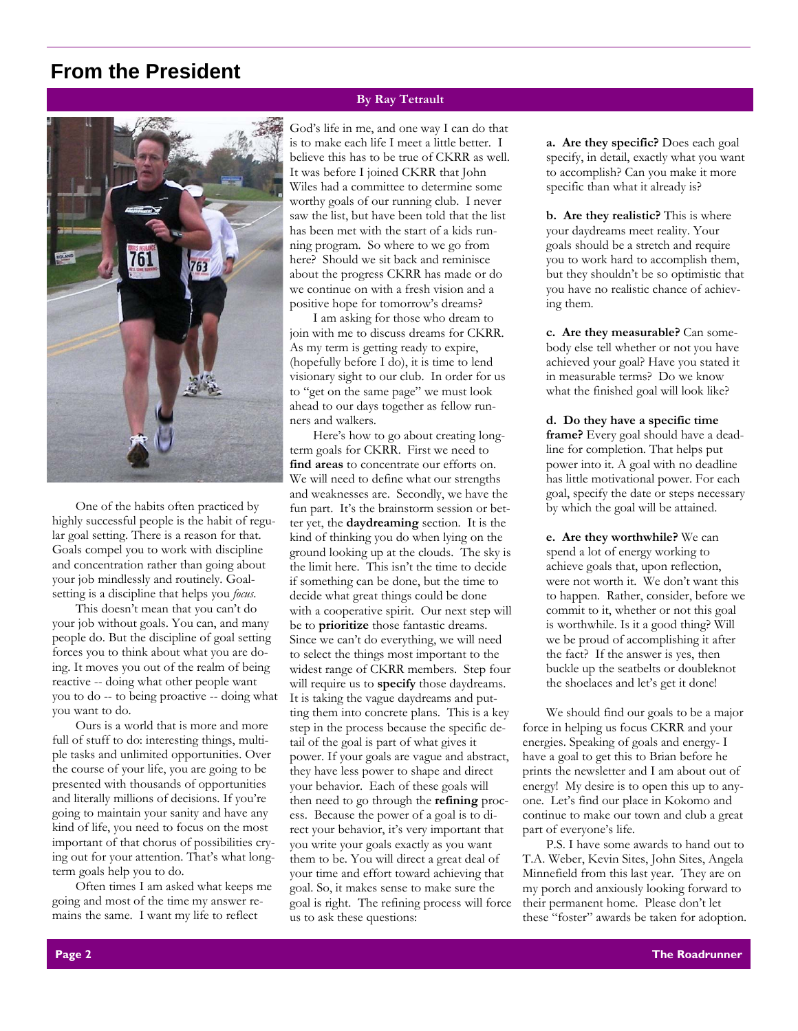# From the President

**By Ray Tetrault**

One of the habits often practiced by highly successful people is the habit of regular goal setting. There is a reason for that. Goals compel you to work with discipline and concentration rather than going about your job mindlessly and routinely. Goal-setting is a discipline that helps you *focus*.

This doesn't mean that you can't do your job without goals. You can, and many people do. But the discipline of goal setting forces you to think about what you are doing. It moves you out of the realm of being reactive -- doing what other people want you to do -- to being proactive -- doing what you want to do.

Ours is a world that is more and more full of stuff to do: interesting things, multiple tasks and unlimited opportunities. Over the course of your life, you are going to be presented with thousands of opportunities and literally millions of decisions. If you're going to maintain your sanity and have any kind of life, you need to focus on the most important of that chorus of possibilities crying out for your attention. That's what long-term goals help you to do.

Often times I am asked what keeps me going and most of the time my answer remains the same. I want my life to reflect God's life in me, and one way I can do that is to make each life I meet a little better. I believe this has to be true of CKRR as well. It was before I joined CKRR that John Wiles had a committee to determine some worthy goals of our running club. I never saw the list, but have been told that the list has been met with the start of a kids running program. So where to we go from here? Should we sit back and reminisce about the progress CKRR has made or do we continue on with a fresh vision and a positive hope for tomorrow's dreams?

I am asking for those who dream to join with me to discuss dreams for CKRR. As my term is getting ready to expire, (hopefully before I do), it is time to lend visionary sight to our club. In order for us to "get on the same page" we must look ahead to our days together as fellow runners and walkers.

Here's how to go about creating long-term goals for CKRR. First we need to **find areas** to concentrate our efforts on. We will need to define what our strengths and weaknesses are. Secondly, we have the fun part. It's the brainstorm session or better yet, the **daydreaming** section. It is the kind of thinking you do when lying on the ground looking up at the clouds. The sky is the limit here. This isn't the time to decide if something can be done, but the time to decide what great things could be done with a cooperative spirit. Our next step will be to **prioritize** those fantastic dreams. Since we can't do everything, we will need to select the things most important to the widest range of CKRR members. Step four will require us to **specify** those daydreams. It is taking the vague daydreams and putting them into concrete plans. This is a key step in the process because the specific detail of the goal is part of what gives it power. If your goals are vague and abstract, they have less power to shape and direct your behavior. Each of these goals will then need to go through the **refining** process. Because the power of a goal is to direct your behavior, it's very important that you write your goals exactly as you want them to be. You will direct a great deal of your time and effort toward achieving that goal. So, it makes sense to make sure the goal is right. The refining process will force us to ask these questions:

**a. Are they specific?** Does each goal specify, in detail, exactly what you want to accomplish? Can you make it more specific than what it already is?

**b. Are they realistic?** This is where your daydreams meet reality. Your goals should be a stretch and require you to work hard to accomplish them, but they shouldn't be so optimistic that you have no realistic chance of achieving them.

**c. Are they measurable?** Can somebody else tell whether or not you have achieved your goal? Have you stated it in measurable terms? Do we know what the finished goal will look like?

**d. Do they have a specific time frame?** Every goal should have a deadline for completion. That helps put power into it. A goal with no deadline has little motivational power. For each goal, specify the date or steps necessary by which the goal will be attained.

**e. Are they worthwhile?** We can spend a lot of energy working to achieve goals that, upon reflection, were not worth it. We don't want this to happen. Rather, consider, before we commit to it, whether or not this goal is worthwhile. Is it a good thing? Will we be proud of accomplishing it after the fact? If the answer is yes, then buckle up the seatbelts or doubleknot the shoelaces and let's get it done!

We should find our goals to be a major force in helping us focus CKRR and your energies. Speaking of goals and energy- I have a goal to get this to Brian before he prints the newsletter and I am about out of energy! My desire is to open this up to anyone. Let's find our place in Kokomo and continue to make our town and club a great part of everyone's life.

P.S. I have some awards to hand out to T.A. Weber, Kevin Sites, John Sites, Angela Minnefield from this last year. They are on my porch and anxiously looking forward to their permanent home. Please don't let these "foster" awards be taken for adoption.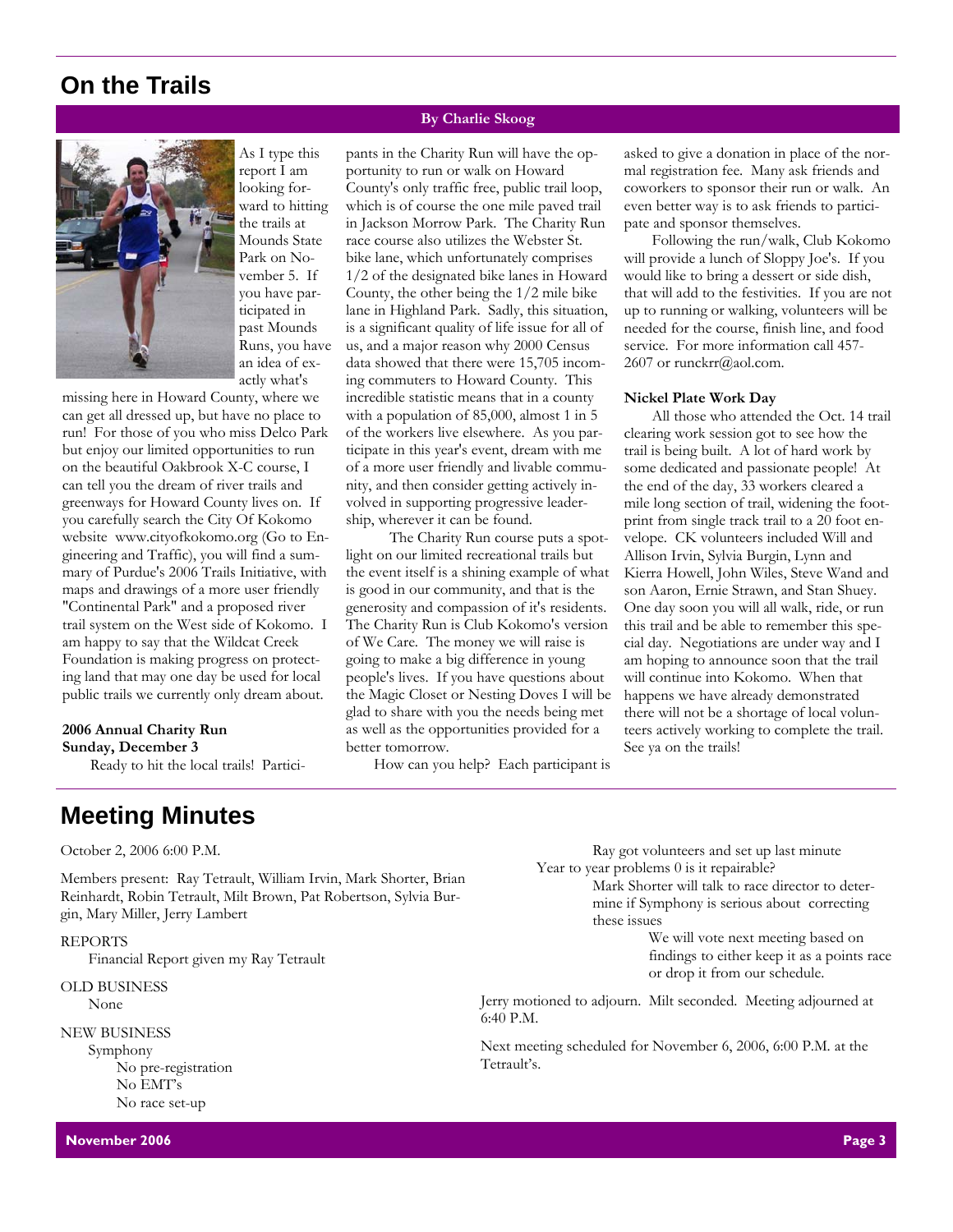## On the Trails

**By Charlie Skoog**

As I type this report I am looking forward to hitting the trails at Mounds State Park on November 5. If you have participated in past Mounds Runs, you have an idea of exactly what's missing here in Howard County, where we can get all dressed up, but have no place to run! For those of you who miss Delco Park but enjoy our limited opportunities to run on the beautiful Oakbrook X-C course, I can tell you the dream of river trails and greenways for Howard County lives on. If you carefully search the City Of Kokomo website www.cityofkokomo.org (Go to Engineering and Traffic), you will find a summary of Purdue's 2006 Trails Initiative, with maps and drawings of a more user friendly "Continental Park" and a proposed river trail system on the West side of Kokomo. I am happy to say that the Wildcat Creek Foundation is making progress on protecting land that may one day be used for local public trails we currently only dream about.

**2006 Annual Charity Run**
**Sunday, December 3**

Ready to hit the local trails! Participants in the Charity Run will have the opportunity to run or walk on Howard County's only traffic free, public trail loop, which is of course the one mile paved trail in Jackson Morrow Park. The Charity Run race course also utilizes the Webster St. bike lane, which unfortunately comprises 1/2 of the designated bike lanes in Howard County, the other being the 1/2 mile bike lane in Highland Park. Sadly, this situation, is a significant quality of life issue for all of us, and a major reason why 2000 Census data showed that there were 15,705 incoming commuters to Howard County. This incredible statistic means that in a county with a population of 85,000, almost 1 in 5 of the workers live elsewhere. As you participate in this year's event, dream with me of a more user friendly and livable community, and then consider getting actively involved in supporting progressive leadership, wherever it can be found.

The Charity Run course puts a spotlight on our limited recreational trails but the event itself is a shining example of what is good in our community, and that is the generosity and compassion of it's residents. The Charity Run is Club Kokomo's version of We Care. The money we will raise is going to make a big difference in young people's lives. If you have questions about the Magic Closet or Nesting Doves I will be glad to share with you the needs being met as well as the opportunities provided for a better tomorrow.

How can you help? Each participant is asked to give a donation in place of the normal registration fee. Many ask friends and coworkers to sponsor their run or walk. An even better way is to ask friends to participate and sponsor themselves.

Following the run/walk, Club Kokomo will provide a lunch of Sloppy Joe's. If you would like to bring a dessert or side dish, that will add to the festivities. If you are not up to running or walking, volunteers will be needed for the course, finish line, and food service. For more information call 457-2607 or runckrr@aol.com.

**Nickel Plate Work Day**

All those who attended the Oct. 14 trail clearing work session got to see how the trail is being built. A lot of hard work by some dedicated and passionate people! At the end of the day, 33 workers cleared a mile long section of trail, widening the footprint from single track trail to a 20 foot envelope. CK volunteers included Will and Allison Irvin, Sylvia Burgin, Lynn and Kierra Howell, John Wiles, Steve Wand and son Aaron, Ernie Strawn, and Stan Shuey. One day soon you will all walk, ride, or run this trail and be able to remember this special day. Negotiations are under way and I am hoping to announce soon that the trail will continue into Kokomo. When that happens we have already demonstrated there will not be a shortage of local volunteers actively working to complete the trail. See ya on the trails!

## Meeting Minutes

October 2, 2006 6:00 P.M.

Members present: Ray Tetrault, William Irvin, Mark Shorter, Brian Reinhardt, Robin Tetrault, Milt Brown, Pat Robertson, Sylvia Burgin, Mary Miller, Jerry Lambert

REPORTS
- Financial Report given my Ray Tetrault

OLD BUSINESS
- None

NEW BUSINESS
- Symphony
  - No pre-registration
  - No EMT's
  - No race set-up
  - Ray got volunteers and set up last minute
  - Year to year problems 0 is it repairable?
  - Mark Shorter will talk to race director to determine if Symphony is serious about correcting these issues
    - We will vote next meeting based on findings to either keep it as a points race or drop it from our schedule.

Jerry motioned to adjourn. Milt seconded. Meeting adjourned at 6:40 P.M.

Next meeting scheduled for November 6, 2006, 6:00 P.M. at the Tetrault's.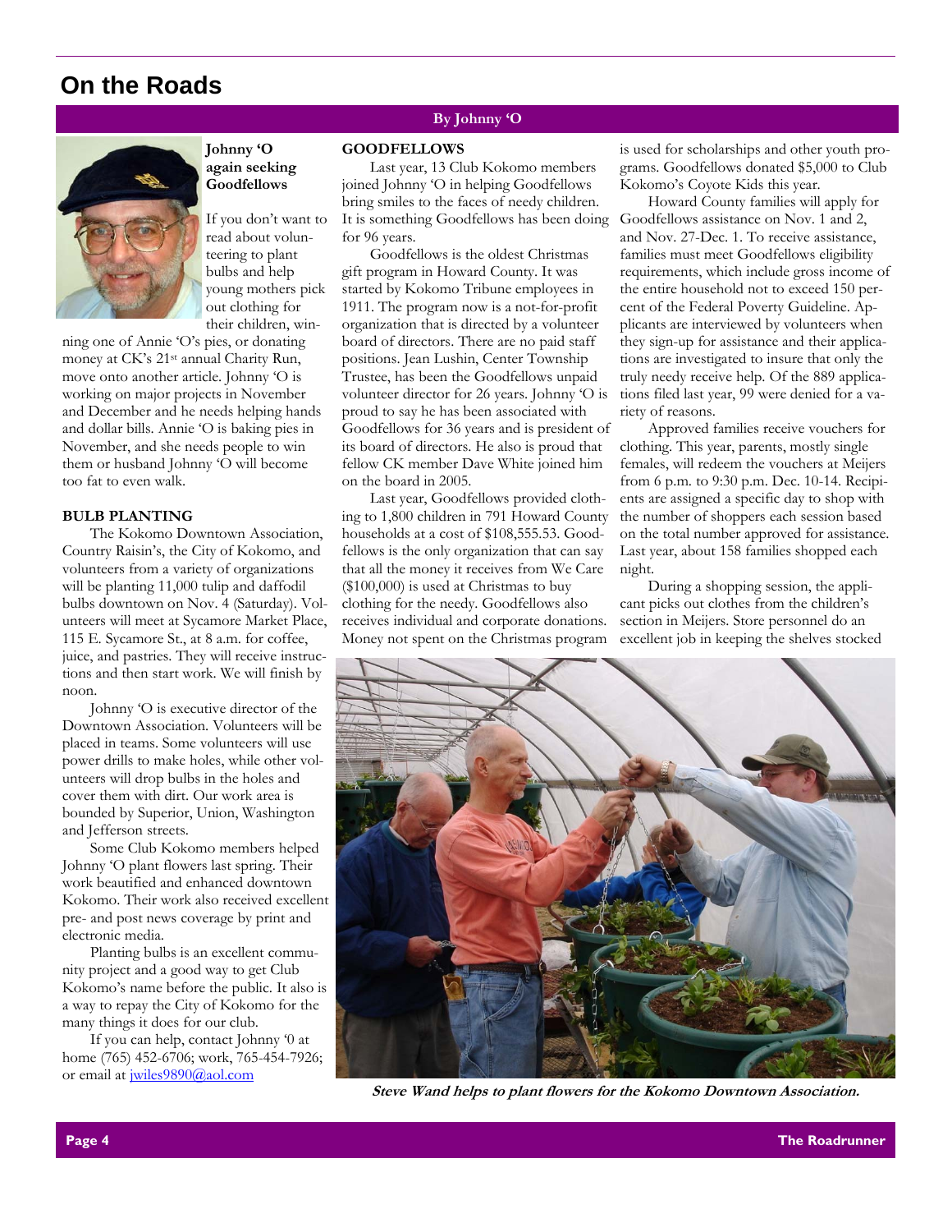# On the Roads

**By Johnny 'O**

**Johnny 'O again seeking Goodfellows**

If you don't want to read about volunteering to plant bulbs and help young mothers pick out clothing for their children, winning one of Annie 'O's pies, or donating money at CK's 21st annual Charity Run, move onto another article. Johnny 'O is working on major projects in November and December and he needs helping hands and dollar bills. Annie 'O is baking pies in November, and she needs people to win them or husband Johnny 'O will become too fat to even walk.

**BULB PLANTING**

The Kokomo Downtown Association, Country Raisin's, the City of Kokomo, and volunteers from a variety of organizations will be planting 11,000 tulip and daffodil bulbs downtown on Nov. 4 (Saturday). Volunteers will meet at Sycamore Market Place, 115 E. Sycamore St., at 8 a.m. for coffee, juice, and pastries. They will receive instructions and then start work. We will finish by noon.

Johnny 'O is executive director of the Downtown Association. Volunteers will be placed in teams. Some volunteers will use power drills to make holes, while other volunteers will drop bulbs in the holes and cover them with dirt. Our work area is bounded by Superior, Union, Washington and Jefferson streets.

Some Club Kokomo members helped Johnny 'O plant flowers last spring. Their work beautified and enhanced downtown Kokomo. Their work also received excellent pre- and post news coverage by print and electronic media.

Planting bulbs is an excellent community project and a good way to get Club Kokomo's name before the public. It also is a way to repay the City of Kokomo for the many things it does for our club.

If you can help, contact Johnny '0 at home (765) 452-6706; work, 765-454-7926; or email at jwiles9890@aol.com

**GOODFELLOWS**

Last year, 13 Club Kokomo members joined Johnny 'O in helping Goodfellows bring smiles to the faces of needy children. It is something Goodfellows has been doing for 96 years.

Goodfellows is the oldest Christmas gift program in Howard County. It was started by Kokomo Tribune employees in 1911. The program now is a not-for-profit organization that is directed by a volunteer board of directors. There are no paid staff positions. Jean Lushin, Center Township Trustee, has been the Goodfellows unpaid volunteer director for 26 years. Johnny 'O is proud to say he has been associated with Goodfellows for 36 years and is president of its board of directors. He also is proud that fellow CK member Dave White joined him on the board in 2005.

Last year, Goodfellows provided clothing to 1,800 children in 791 Howard County households at a cost of $108,555.53. Goodfellows is the only organization that can say that all the money it receives from We Care ($100,000) is used at Christmas to buy clothing for the needy. Goodfellows also receives individual and corporate donations. Money not spent on the Christmas program is used for scholarships and other youth programs. Goodfellows donated $5,000 to Club Kokomo's Coyote Kids this year.

Howard County families will apply for Goodfellows assistance on Nov. 1 and 2, and Nov. 27-Dec. 1. To receive assistance, families must meet Goodfellows eligibility requirements, which include gross income of the entire household not to exceed 150 percent of the Federal Poverty Guideline. Applicants are interviewed by volunteers when they sign-up for assistance and their applications are investigated to insure that only the truly needy receive help. Of the 889 applications filed last year, 99 were denied for a variety of reasons.

Approved families receive vouchers for clothing. This year, parents, mostly single females, will redeem the vouchers at Meijers from 6 p.m. to 9:30 p.m. Dec. 10-14. Recipients are assigned a specific day to shop with the number of shoppers each session based on the total number approved for assistance. Last year, about 158 families shopped each night.

During a shopping session, the applicant picks out clothes from the children's section in Meijers. Store personnel do an excellent job in keeping the shelves stocked

*Steve Wand helps to plant flowers for the Kokomo Downtown Association.*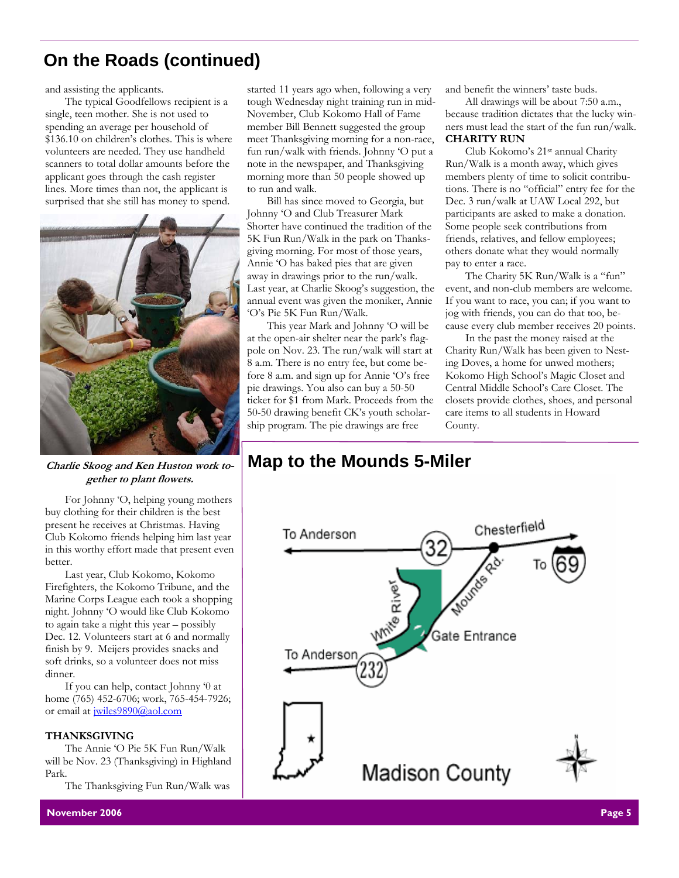## On the Roads (continued)

and assisting the applicants.

The typical Goodfellows recipient is a single, teen mother. She is not used to spending an average per household of $136.10 on children's clothes. This is where volunteers are needed. They use handheld scanners to total dollar amounts before the applicant goes through the cash register lines. More times than not, the applicant is surprised that she still has money to spend.

***Charlie Skoog and Ken Huston work together to plant flowets.***

For Johnny 'O, helping young mothers buy clothing for their children is the best present he receives at Christmas. Having Club Kokomo friends helping him last year in this worthy effort made that present even better.

Last year, Club Kokomo, Kokomo Firefighters, the Kokomo Tribune, and the Marine Corps League each took a shopping night. Johnny 'O would like Club Kokomo to again take a night this year – possibly Dec. 12. Volunteers start at 6 and normally finish by 9. Meijers provides snacks and soft drinks, so a volunteer does not miss dinner.

If you can help, contact Johnny '0 at home (765) 452-6706; work, 765-454-7926; or email at jwiles9890@aol.com

**THANKSGIVING**

The Annie 'O Pie 5K Fun Run/Walk will be Nov. 23 (Thanksgiving) in Highland Park.

The Thanksgiving Fun Run/Walk was started 11 years ago when, following a very tough Wednesday night training run in mid-November, Club Kokomo Hall of Fame member Bill Bennett suggested the group meet Thanksgiving morning for a non-race, fun run/walk with friends. Johnny 'O put a note in the newspaper, and Thanksgiving morning more than 50 people showed up to run and walk.

Bill has since moved to Georgia, but Johnny 'O and Club Treasurer Mark Shorter have continued the tradition of the 5K Fun Run/Walk in the park on Thanksgiving morning. For most of those years, Annie 'O has baked pies that are given away in drawings prior to the run/walk. Last year, at Charlie Skoog's suggestion, the annual event was given the moniker, Annie 'O's Pie 5K Fun Run/Walk.

This year Mark and Johnny 'O will be at the open-air shelter near the park's flagpole on Nov. 23. The run/walk will start at 8 a.m. There is no entry fee, but come before 8 a.m. and sign up for Annie 'O's free pie drawings. You also can buy a 50-50 ticket for $1 from Mark. Proceeds from the 50-50 drawing benefit CK's youth scholarship program. The pie drawings are free and benefit the winners' taste buds.

All drawings will be about 7:50 a.m., because tradition dictates that the lucky winners must lead the start of the fun run/walk.

**CHARITY RUN**

Club Kokomo's 21st annual Charity Run/Walk is a month away, which gives members plenty of time to solicit contributions. There is no "official" entry fee for the Dec. 3 run/walk at UAW Local 292, but participants are asked to make a donation. Some people seek contributions from friends, relatives, and fellow employees; others donate what they would normally pay to enter a race.

The Charity 5K Run/Walk is a "fun" event, and non-club members are welcome. If you want to race, you can; if you want to jog with friends, you can do that too, because every club member receives 20 points.

In the past the money raised at the Charity Run/Walk has been given to Nesting Doves, a home for unwed mothers; Kokomo High School's Magic Closet and Central Middle School's Care Closet. The closets provide clothes, shoes, and personal care items to all students in Howard County.

## Map to the Mounds 5-Miler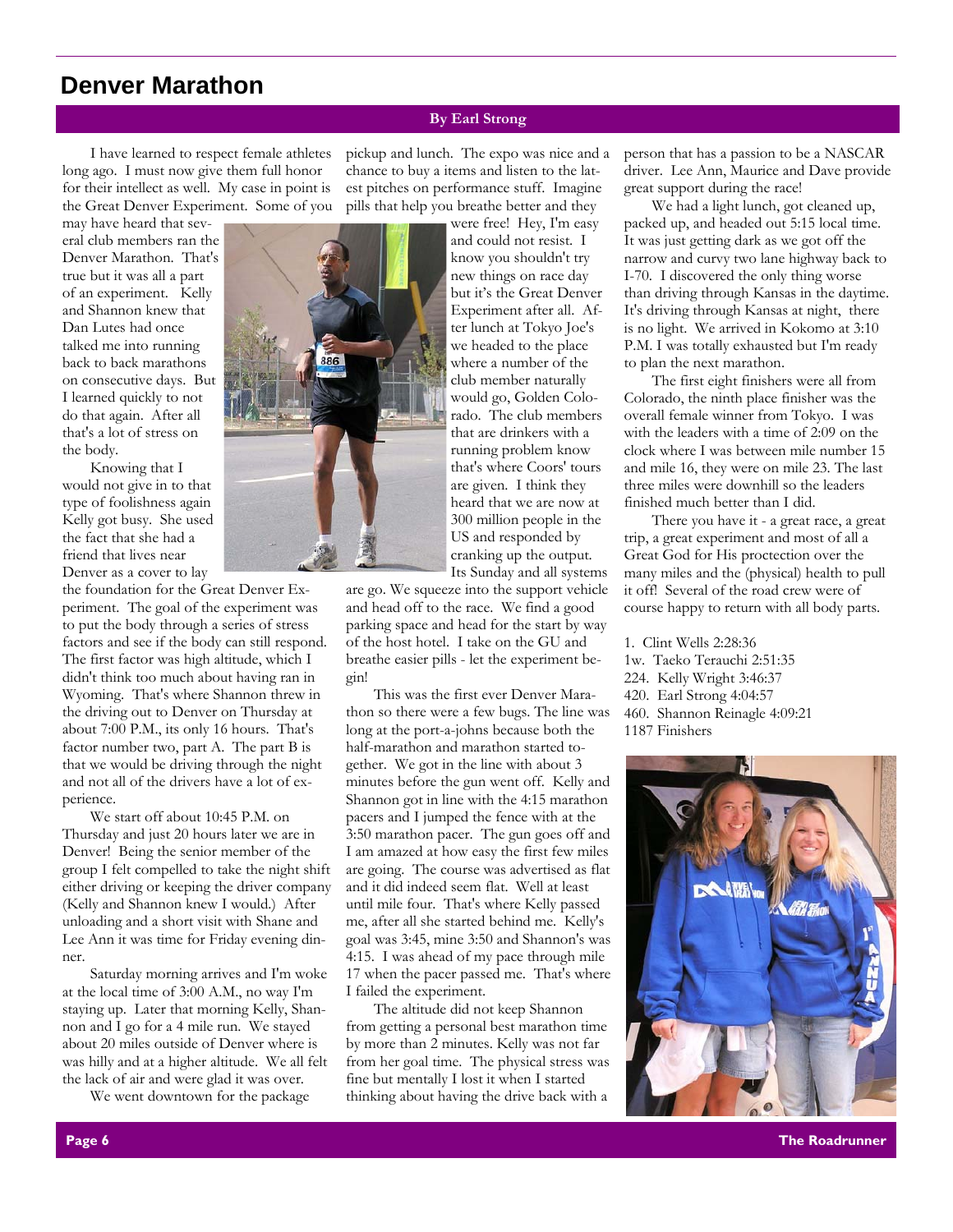# Denver Marathon

**By Earl Strong**

I have learned to respect female athletes long ago. I must now give them full honor for their intellect as well. My case in point is the Great Denver Experiment. Some of you may have heard that several club members ran the Denver Marathon. That's true but it was all a part of an experiment. Kelly and Shannon knew that Dan Lutes had once talked me into running back to back marathons on consecutive days. But I learned quickly to not do that again. After all that's a lot of stress on the body.

Knowing that I would not give in to that type of foolishness again Kelly got busy. She used the fact that she had a friend that lives near Denver as a cover to lay the foundation for the Great Denver Experiment. The goal of the experiment was to put the body through a series of stress factors and see if the body can still respond. The first factor was high altitude, which I didn't think too much about having ran in Wyoming. That's where Shannon threw in the driving out to Denver on Thursday at about 7:00 P.M., its only 16 hours. That's factor number two, part A. The part B is that we would be driving through the night and not all of the drivers have a lot of experience.

We start off about 10:45 P.M. on Thursday and just 20 hours later we are in Denver! Being the senior member of the group I felt compelled to take the night shift either driving or keeping the driver company (Kelly and Shannon knew I would.) After unloading and a short visit with Shane and Lee Ann it was time for Friday evening dinner.

Saturday morning arrives and I'm woke at the local time of 3:00 A.M., no way I'm staying up. Later that morning Kelly, Shannon and I go for a 4 mile run. We stayed about 20 miles outside of Denver where is was hilly and at a higher altitude. We all felt the lack of air and were glad it was over.

We went downtown for the package pickup and lunch. The expo was nice and a chance to buy a items and listen to the latest pitches on performance stuff. Imagine pills that help you breathe better and they were free! Hey, I'm easy and could not resist. I know you shouldn't try new things on race day but it's the Great Denver Experiment after all. After lunch at Tokyo Joe's we headed to the place where a number of the club member naturally would go, Golden Colorado. The club members that are drinkers with a running problem know that's where Coors' tours are given. I think they heard that we are now at 300 million people in the US and responded by cranking up the output. Its Sunday and all systems are go. We squeeze into the support vehicle and head off to the race. We find a good parking space and head for the start by way of the host hotel. I take on the GU and breathe easier pills - let the experiment begin!

This was the first ever Denver Marathon so there were a few bugs. The line was long at the port-a-johns because both the half-marathon and marathon started together. We got in the line with about 3 minutes before the gun went off. Kelly and Shannon got in line with the 4:15 marathon pacers and I jumped the fence with at the 3:50 marathon pacer. The gun goes off and I am amazed at how easy the first few miles are going. The course was advertised as flat and it did indeed seem flat. Well at least until mile four. That's where Kelly passed me, after all she started behind me. Kelly's goal was 3:45, mine 3:50 and Shannon's was 4:15. I was ahead of my pace through mile 17 when the pacer passed me. That's where I failed the experiment.

The altitude did not keep Shannon from getting a personal best marathon time by more than 2 minutes. Kelly was not far from her goal time. The physical stress was fine but mentally I lost it when I started thinking about having the drive back with a person that has a passion to be a NASCAR driver. Lee Ann, Maurice and Dave provide great support during the race!

We had a light lunch, got cleaned up, packed up, and headed out 5:15 local time. It was just getting dark as we got off the narrow and curvy two lane highway back to I-70. I discovered the only thing worse than driving through Kansas in the daytime. It's driving through Kansas at night, there is no light. We arrived in Kokomo at 3:10 P.M. I was totally exhausted but I'm ready to plan the next marathon.

The first eight finishers were all from Colorado, the ninth place finisher was the overall female winner from Tokyo. I was with the leaders with a time of 2:09 on the clock where I was between mile number 15 and mile 16, they were on mile 23. The last three miles were downhill so the leaders finished much better than I did.

There you have it - a great race, a great trip, a great experiment and most of all a Great God for His proctection over the many miles and the (physical) health to pull it off! Several of the road crew were of course happy to return with all body parts.

1. Clint Wells 2:28:36
1w. Taeko Terauchi 2:51:35
224. Kelly Wright 3:46:37
420. Earl Strong 4:04:57
460. Shannon Reinagle 4:09:21
1187 Finishers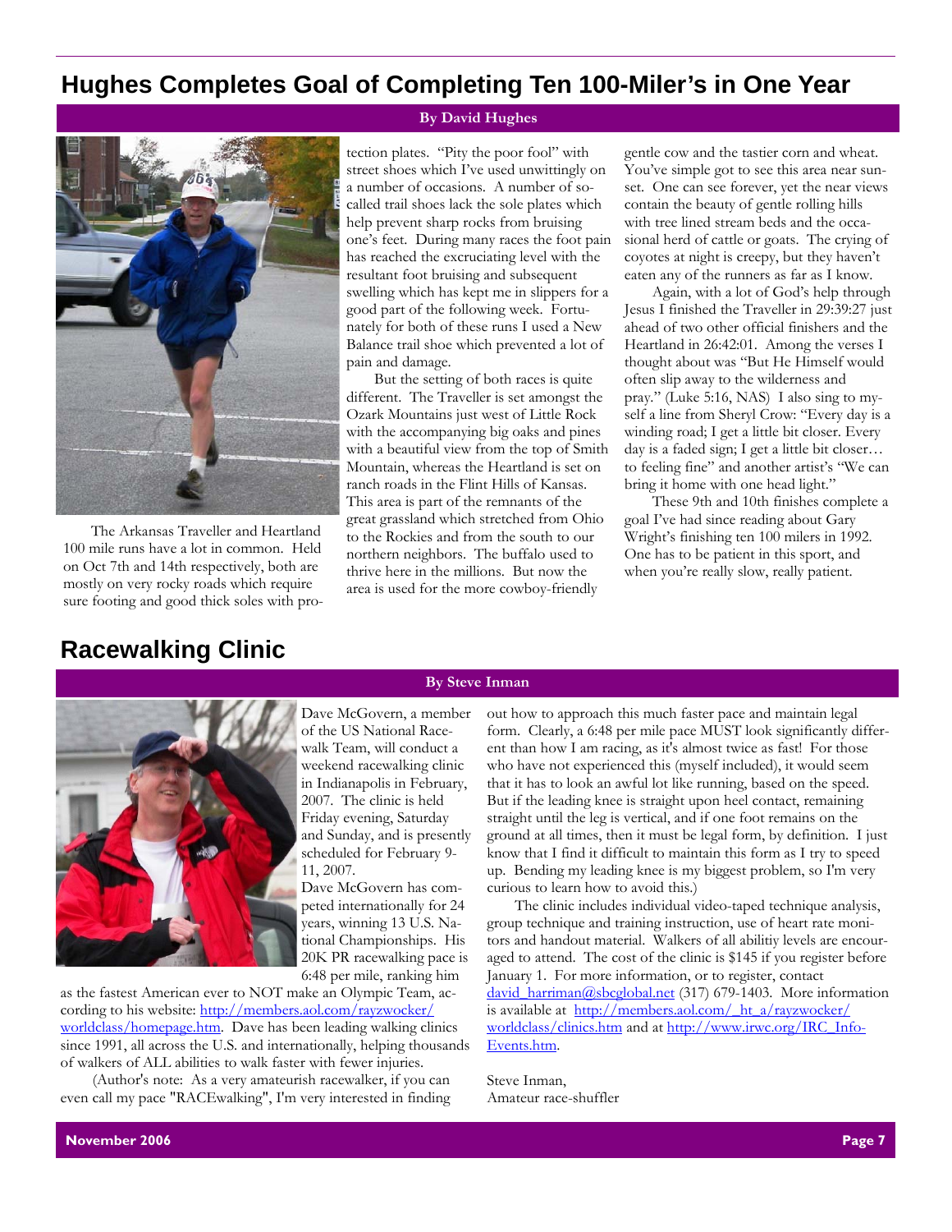## Hughes Completes Goal of Completing Ten 100-Miler's in One Year

**By David Hughes**

The Arkansas Traveller and Heartland 100 mile runs have a lot in common. Held on Oct 7th and 14th respectively, both are mostly on very rocky roads which require sure footing and good thick soles with protection plates. "Pity the poor fool" with street shoes which I've used unwittingly on a number of occasions. A number of so-called trail shoes lack the sole plates which help prevent sharp rocks from bruising one's feet. During many races the foot pain has reached the excruciating level with the resultant foot bruising and subsequent swelling which has kept me in slippers for a good part of the following week. Fortunately for both of these runs I used a New Balance trail shoe which prevented a lot of pain and damage.

But the setting of both races is quite different. The Traveller is set amongst the Ozark Mountains just west of Little Rock with the accompanying big oaks and pines with a beautiful view from the top of Smith Mountain, whereas the Heartland is set on ranch roads in the Flint Hills of Kansas. This area is part of the remnants of the great grassland which stretched from Ohio to the Rockies and from the south to our northern neighbors. The buffalo used to thrive here in the millions. But now the area is used for the more cowboy-friendly gentle cow and the tastier corn and wheat. You've simple got to see this area near sunset. One can see forever, yet the near views contain the beauty of gentle rolling hills with tree lined stream beds and the occasional herd of cattle or goats. The crying of coyotes at night is creepy, but they haven't eaten any of the runners as far as I know.

Again, with a lot of God's help through Jesus I finished the Traveller in 29:39:27 just ahead of two other official finishers and the Heartland in 26:42:01. Among the verses I thought about was "But He Himself would often slip away to the wilderness and pray." (Luke 5:16, NAS) I also sing to myself a line from Sheryl Crow: "Every day is a winding road; I get a little bit closer. Every day is a faded sign; I get a little bit closer… to feeling fine" and another artist's "We can bring it home with one head light."

These 9th and 10th finishes complete a goal I've had since reading about Gary Wright's finishing ten 100 milers in 1992. One has to be patient in this sport, and when you're really slow, really patient.

## Racewalking Clinic

**By Steve Inman**

Dave McGovern, a member of the US National Racewalk Team, will conduct a weekend racewalking clinic in Indianapolis in February, 2007. The clinic is held Friday evening, Saturday and Sunday, and is presently scheduled for February 9-11, 2007.

Dave McGovern has competed internationally for 24 years, winning 13 U.S. National Championships. His 20K PR racewalking pace is 6:48 per mile, ranking him as the fastest American ever to NOT make an Olympic Team, according to his website: [http://members.aol.com/rayzwocker/worldclass/homepage.htm](http://members.aol.com/rayzwocker/worldclass/homepage.htm). Dave has been leading walking clinics since 1991, all across the U.S. and internationally, helping thousands of walkers of ALL abilities to walk faster with fewer injuries.

(Author's note: As a very amateurish racewalker, if you can even call my pace "RACEwalking", I'm very interested in finding out how to approach this much faster pace and maintain legal form. Clearly, a 6:48 per mile pace MUST look significantly different than how I am racing, as it's almost twice as fast! For those who have not experienced this (myself included), it would seem that it has to look an awful lot like running, based on the speed. But if the leading knee is straight upon heel contact, remaining straight until the leg is vertical, and if one foot remains on the ground at all times, then it must be legal form, by definition. I just know that I find it difficult to maintain this form as I try to speed up. Bending my leading knee is my biggest problem, so I'm very curious to learn how to avoid this.)

The clinic includes individual video-taped technique analysis, group technique and training instruction, use of heart rate monitors and handout material. Walkers of all abilitiy levels are encouraged to attend. The cost of the clinic is $145 if you register before January 1. For more information, or to register, contact [david_harriman@sbcglobal.net](mailto:david_harriman@sbcglobal.net) (317) 679-1403. More information is available at [http://members.aol.com/_ht_a/rayzwocker/worldclass/clinics.htm](http://members.aol.com/_ht_a/rayzwocker/worldclass/clinics.htm) and at [http://www.irwc.org/IRC_Info-Events.htm](http://www.irwc.org/IRC_Info-Events.htm).

Steve Inman,
Amateur race-shuffler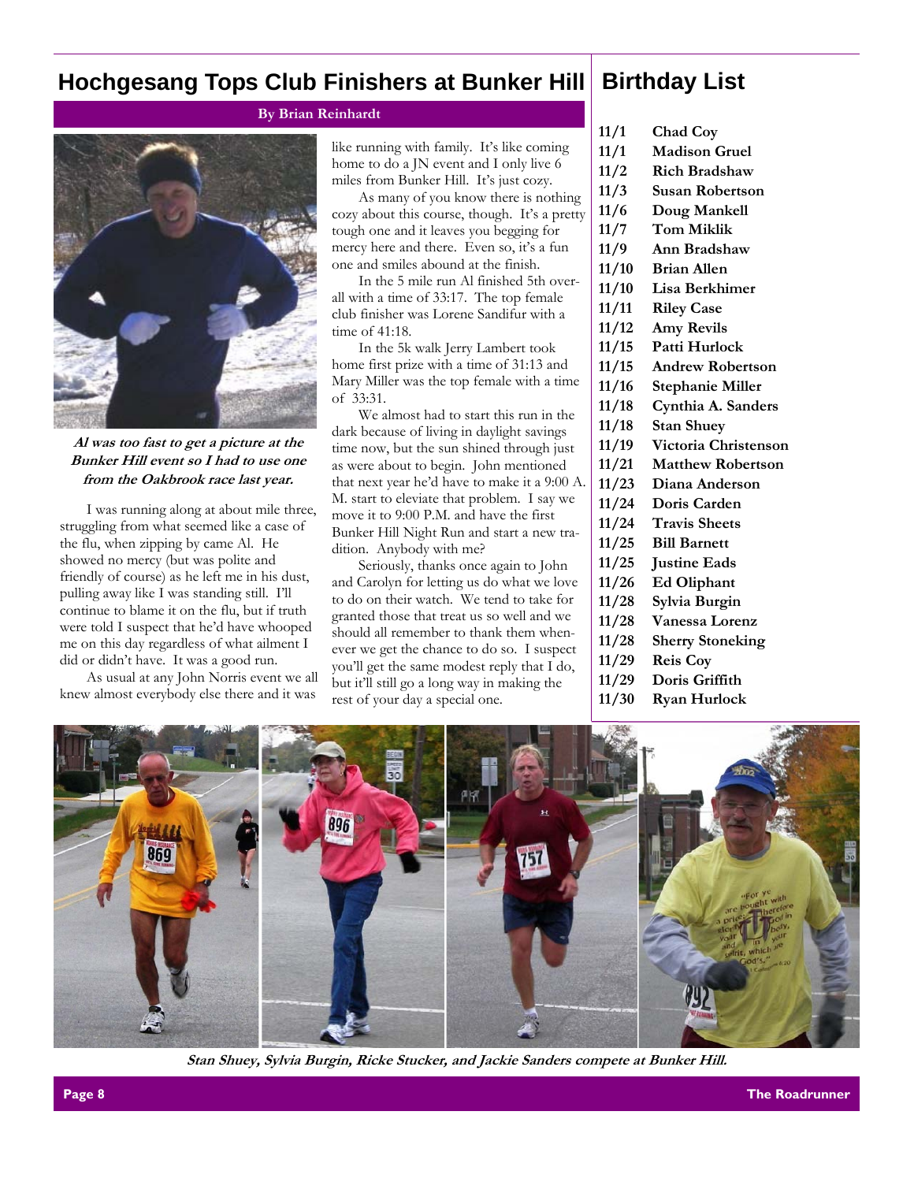# Hochgesang Tops Club Finishers at Bunker Hill

**By Brian Reinhardt**

***Al was too fast to get a picture at the Bunker Hill event so I had to use one from the Oakbrook race last year.***

I was running along at about mile three, struggling from what seemed like a case of the flu, when zipping by came Al. He showed no mercy (but was polite and friendly of course) as he left me in his dust, pulling away like I was standing still. I'll continue to blame it on the flu, but if truth were told I suspect that he'd have whooped me on this day regardless of what ailment I did or didn't have. It was a good run.

As usual at any John Norris event we all knew almost everybody else there and it was like running with family. It's like coming home to do a JN event and I only live 6 miles from Bunker Hill. It's just cozy.

As many of you know there is nothing cozy about this course, though. It's a pretty tough one and it leaves you begging for mercy here and there. Even so, it's a fun one and smiles abound at the finish.

In the 5 mile run Al finished 5th overall with a time of 33:17. The top female club finisher was Lorene Sandifur with a time of 41:18.

In the 5k walk Jerry Lambert took home first prize with a time of 31:13 and Mary Miller was the top female with a time of 33:31.

We almost had to start this run in the dark because of living in daylight savings time now, but the sun shined through just as were about to begin. John mentioned that next year he'd have to make it a 9:00 A.M. start to eleviate that problem. I say we move it to 9:00 P.M. and have the first Bunker Hill Night Run and start a new tradition. Anybody with me?

Seriously, thanks once again to John and Carolyn for letting us do what we love to do on their watch. We tend to take for granted those that treat us so well and we should all remember to thank them whenever we get the chance to do so. I suspect you'll get the same modest reply that I do, but it'll still go a long way in making the rest of your day a special one.

# Birthday List

| | |
|---|---|
| 11/1 | Chad Coy |
| 11/1 | Madison Gruel |
| 11/2 | Rich Bradshaw |
| 11/3 | Susan Robertson |
| 11/6 | Doug Mankell |
| 11/7 | Tom Miklik |
| 11/9 | Ann Bradshaw |
| 11/10 | Brian Allen |
| 11/10 | Lisa Berkhimer |
| 11/11 | Riley Case |
| 11/12 | Amy Revils |
| 11/15 | Patti Hurlock |
| 11/15 | Andrew Robertson |
| 11/16 | Stephanie Miller |
| 11/18 | Cynthia A. Sanders |
| 11/18 | Stan Shuey |
| 11/19 | Victoria Christenson |
| 11/21 | Matthew Robertson |
| 11/23 | Diana Anderson |
| 11/24 | Doris Carden |
| 11/24 | Travis Sheets |
| 11/25 | Bill Barnett |
| 11/25 | Justine Eads |
| 11/26 | Ed Oliphant |
| 11/28 | Sylvia Burgin |
| 11/28 | Vanessa Lorenz |
| 11/28 | Sherry Stoneking |
| 11/29 | Reis Coy |
| 11/29 | Doris Griffith |
| 11/30 | Ryan Hurlock |

***Stan Shuey, Sylvia Burgin, Ricke Stucker, and Jackie Sanders compete at Bunker Hill.***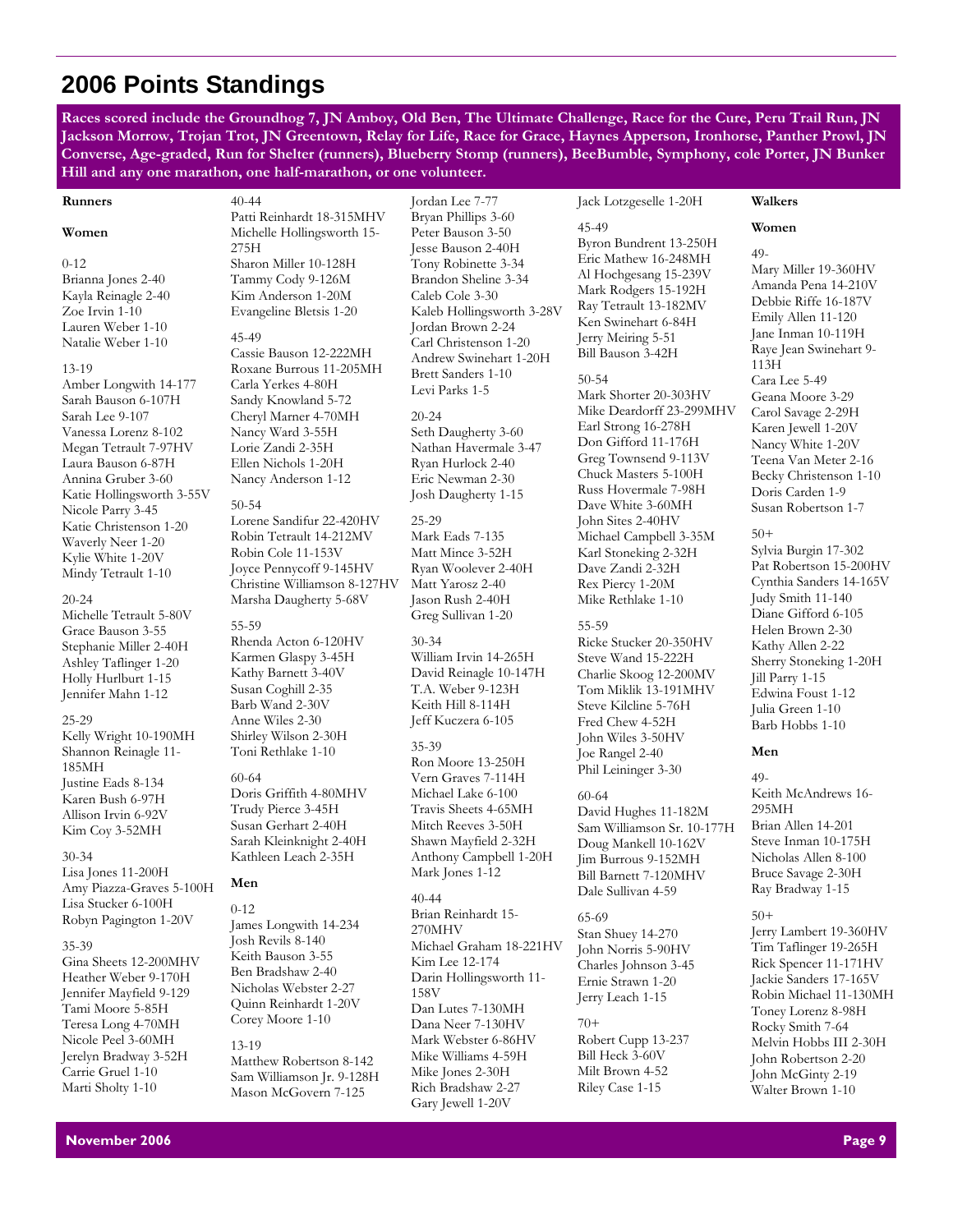# 2006 Points Standings

**Races scored include the Groundhog 7, JN Amboy, Old Ben, The Ultimate Challenge, Race for the Cure, Peru Trail Run, JN Jackson Morrow, Trojan Trot, JN Greentown, Relay for Life, Race for Grace, Haynes Apperson, Ironhorse, Panther Prowl, JN Converse, Age-graded, Run for Shelter (runners), Blueberry Stomp (runners), BeeBumble, Symphony, cole Porter, JN Bunker Hill and any one marathon, one half-marathon, or one volunteer.**

## Runners

### Women

0-12
Brianna Jones 2-40
Kayla Reinagle 2-40
Zoe Irvin 1-10
Lauren Weber 1-10
Natalie Weber 1-10

13-19
Amber Longwith 14-177
Sarah Bauson 6-107H
Sarah Lee 9-107
Vanessa Lorenz 8-102
Megan Tetrault 7-97HV
Laura Bauson 6-87H
Annina Gruber 3-60
Katie Hollingsworth 3-55V
Nicole Parry 3-45
Katie Christenson 1-20
Waverly Neer 1-20
Kylie White 1-20V
Mindy Tetrault 1-10

20-24
Michelle Tetrault 5-80V
Grace Bauson 3-55
Stephanie Miller 2-40H
Ashley Taflinger 1-20
Holly Hurlburt 1-15
Jennifer Mahn 1-12

25-29
Kelly Wright 10-190MH
Shannon Reinagle 11-185MH
Justine Eads 8-134
Karen Bush 6-97H
Allison Irvin 6-92V
Kim Coy 3-52MH

30-34
Lisa Jones 11-200H
Amy Piazza-Graves 5-100H
Lisa Stucker 6-100H
Robyn Pagington 1-20V

35-39
Gina Sheets 12-200MHV
Heather Weber 9-170H
Jennifer Mayfield 9-129
Tami Moore 5-85H
Teresa Long 4-70MH
Nicole Peel 3-60MH
Jerelyn Bradway 3-52H
Carrie Gruel 1-10
Marti Sholty 1-10

40-44
Patti Reinhardt 18-315MHV
Michelle Hollingsworth 15-275H
Sharon Miller 10-128H
Tammy Cody 9-126M
Kim Anderson 1-20M
Evangeline Bletsis 1-20

45-49
Cassie Bauson 12-222MH
Roxane Burrous 11-205MH
Carla Yerkes 4-80H
Sandy Knowland 5-72
Cheryl Marner 4-70MH
Nancy Ward 3-55H
Lorie Zandi 2-35H
Ellen Nichols 1-20H
Nancy Anderson 1-12

50-54
Lorene Sandifur 22-420HV
Robin Tetrault 14-212MV
Robin Cole 11-153V
Joyce Pennycoff 9-145HV
Christine Williamson 8-127HV
Marsha Daugherty 5-68V

55-59
Rhenda Acton 6-120HV
Karmen Glaspy 3-45H
Kathy Barnett 3-40V
Susan Coghill 2-35
Barb Wand 2-30V
Anne Wiles 2-30
Shirley Wilson 2-30H
Toni Rethlake 1-10

60-64
Doris Griffith 4-80MHV
Trudy Pierce 3-45H
Susan Gerhart 2-40H
Sarah Kleinknight 2-40H
Kathleen Leach 2-35H

### Men

0-12
James Longwith 14-234
Josh Revils 8-140
Keith Bauson 3-55
Ben Bradshaw 2-40
Nicholas Webster 2-27
Quinn Reinhardt 1-20V
Corey Moore 1-10

13-19
Matthew Robertson 8-142
Sam Williamson Jr. 9-128H
Mason McGovern 7-125
Jordan Lee 7-77
Bryan Phillips 3-60
Peter Bauson 3-50
Jesse Bauson 2-40H
Tony Robinette 3-34
Brandon Sheline 3-34
Caleb Cole 3-30
Kaleb Hollingsworth 3-28V
Jordan Brown 2-24
Carl Christenson 1-20
Andrew Swinehart 1-20H
Brett Sanders 1-10
Levi Parks 1-5

20-24
Seth Daugherty 3-60
Nathan Havermale 3-47
Ryan Hurlock 2-40
Eric Newman 2-30
Josh Daugherty 1-15

25-29
Mark Eads 7-135
Matt Mince 3-52H
Ryan Woolever 2-40H
Matt Yarosz 2-40
Jason Rush 2-40H
Greg Sullivan 1-20

30-34
William Irvin 14-265H
David Reinagle 10-147H
T.A. Weber 9-123H
Keith Hill 8-114H
Jeff Kuczera 6-105

35-39
Ron Moore 13-250H
Vern Graves 7-114H
Michael Lake 6-100
Travis Sheets 4-65MH
Mitch Reeves 3-50H
Shawn Mayfield 2-32H
Anthony Campbell 1-20H
Mark Jones 1-12

40-44
Brian Reinhardt 15-270MHV
Michael Graham 18-221HV
Kim Lee 12-174
Darin Hollingsworth 11-158V
Dan Lutes 7-130MH
Dana Neer 7-130HV
Mark Webster 6-86HV
Mike Williams 4-59H
Mike Jones 2-30H
Rich Bradshaw 2-27
Gary Jewell 1-20V
Jack Lotzgeselle 1-20H

45-49
Byron Bundrent 13-250H
Eric Mathew 16-248MH
Al Hochgesang 15-239V
Mark Rodgers 15-192H
Ray Tetrault 13-182MV
Ken Swinehart 6-84H
Jerry Meiring 5-51
Bill Bauson 3-42H

50-54
Mark Shorter 20-303HV
Mike Deardorff 23-299MHV
Earl Strong 16-278H
Don Gifford 11-176H
Greg Townsend 9-113V
Chuck Masters 5-100H
Russ Hovermale 7-98H
Dave White 3-60MH
John Sites 2-40HV
Michael Campbell 3-35M
Karl Stoneking 2-32H
Dave Zandi 2-32H
Rex Piercy 1-20M
Mike Rethlake 1-10

55-59
Ricke Stucker 20-350HV
Steve Wand 15-222H
Charlie Skoog 12-200MV
Tom Miklik 13-191MHV
Steve Kilcline 5-76H
Fred Chew 4-52H
John Wiles 3-50HV
Joe Rangel 2-40
Phil Leininger 3-30

60-64
David Hughes 11-182M
Sam Williamson Sr. 10-177H
Doug Mankell 10-162V
Jim Burrous 9-152MH
Bill Barnett 7-120MHV
Dale Sullivan 4-59

65-69
Stan Shuey 14-270
John Norris 5-90HV
Charles Johnson 3-45
Ernie Strawn 1-20
Jerry Leach 1-15

70+
Robert Cupp 13-237
Bill Heck 3-60V
Milt Brown 4-52
Riley Case 1-15

## Walkers

### Women

49-
Mary Miller 19-360HV
Amanda Pena 14-210V
Debbie Riffe 16-187V
Emily Allen 11-120
Jane Inman 10-119H
Raye Jean Swinehart 9-113H
Cara Lee 5-49
Geana Moore 3-29
Carol Savage 2-29H
Karen Jewell 1-20V
Nancy White 1-20V
Teena Van Meter 2-16
Becky Christenson 1-10
Doris Carden 1-9
Susan Robertson 1-7

50+
Sylvia Burgin 17-302
Pat Robertson 15-200HV
Cynthia Sanders 14-165V
Judy Smith 11-140
Diane Gifford 6-105
Helen Brown 2-30
Kathy Allen 2-22
Sherry Stoneking 1-20H
Jill Parry 1-15
Edwina Foust 1-12
Julia Green 1-10
Barb Hobbs 1-10

### Men

49-
Keith McAndrews 16-295MH
Brian Allen 14-201
Steve Inman 10-175H
Nicholas Allen 8-100
Bruce Savage 2-30H
Ray Bradway 1-15

50+
Jerry Lambert 19-360HV
Tim Taflinger 19-265H
Rick Spencer 11-171HV
Jackie Sanders 17-165V
Robin Michael 11-130MH
Toney Lorenz 8-98H
Rocky Smith 7-64
Melvin Hobbs III 2-30H
John Robertson 2-20
John McGinty 2-19
Walter Brown 1-10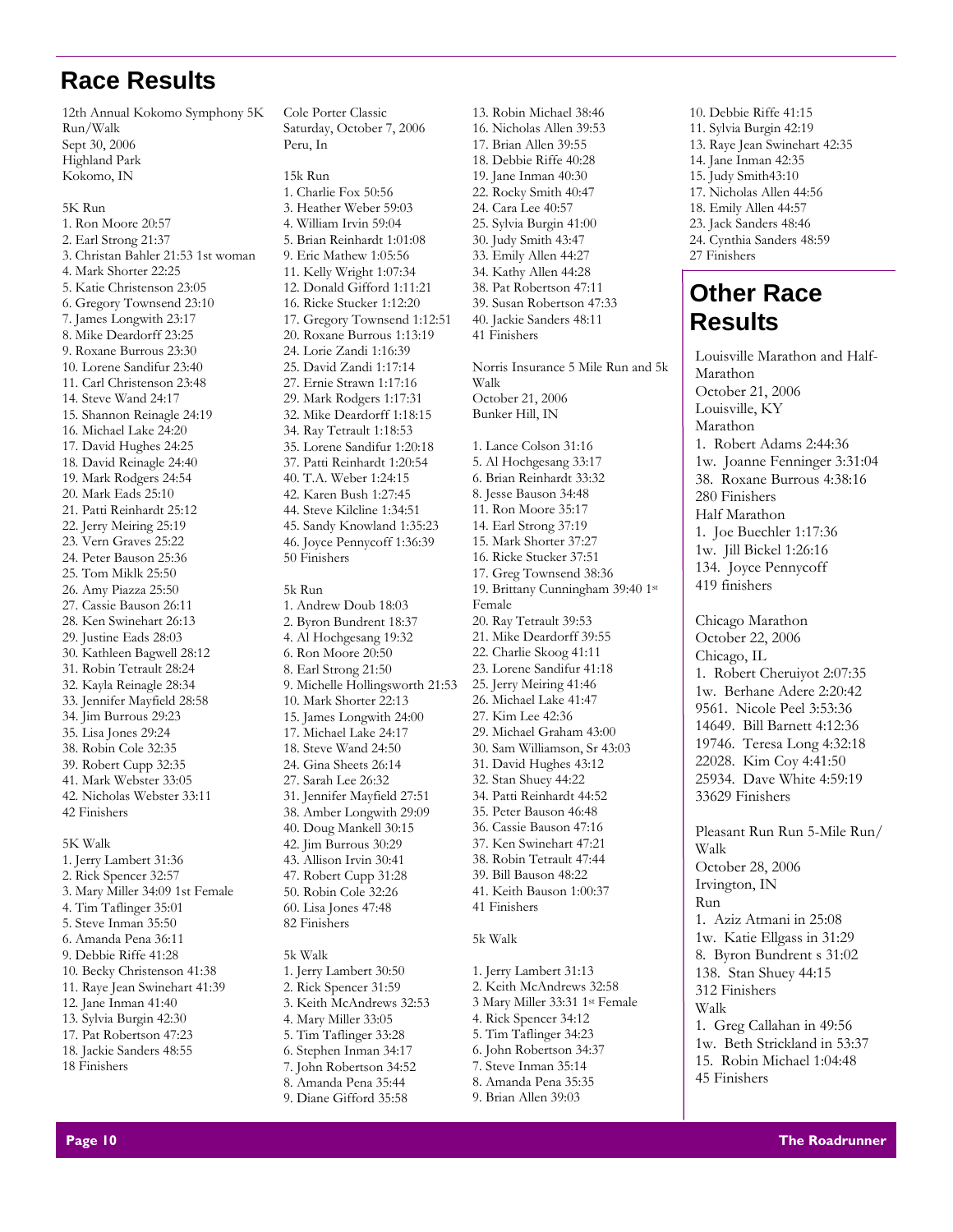# Race Results

12th Annual Kokomo Symphony 5K Run/Walk
Sept 30, 2006
Highland Park
Kokomo, IN

5K Run
1. Ron Moore 20:57
2. Earl Strong 21:37
3. Christan Bahler 21:53 1st woman
4. Mark Shorter 22:25
5. Katie Christenson 23:05
6. Gregory Townsend 23:10
7. James Longwith 23:17
8. Mike Deardorff 23:25
9. Roxane Burrous 23:30
10. Lorene Sandifur 23:40
11. Carl Christenson 23:48
14. Steve Wand 24:17
15. Shannon Reinagle 24:19
16. Michael Lake 24:20
17. David Hughes 24:25
18. David Reinagle 24:40
19. Mark Rodgers 24:54
20. Mark Eads 25:10
21. Patti Reinhardt 25:12
22. Jerry Meiring 25:19
23. Vern Graves 25:22
24. Peter Bauson 25:36
25. Tom Miklk 25:50
26. Amy Piazza 25:50
27. Cassie Bauson 26:11
28. Ken Swinehart 26:13
29. Justine Eads 28:03
30. Kathleen Bagwell 28:12
31. Robin Tetrault 28:24
32. Kayla Reinagle 28:34
33. Jennifer Mayfield 28:58
34. Jim Burrous 29:23
35. Lisa Jones 29:24
38. Robin Cole 32:35
39. Robert Cupp 32:35
41. Mark Webster 33:05
42. Nicholas Webster 33:11
42 Finishers

5K Walk
1. Jerry Lambert 31:36
2. Rick Spencer 32:57
3. Mary Miller 34:09 1st Female
4. Tim Taflinger 35:01
5. Steve Inman 35:50
6. Amanda Pena 36:11
9. Debbie Riffe 41:28
10. Becky Christenson 41:38
11. Raye Jean Swinehart 41:39
12. Jane Inman 41:40
13. Sylvia Burgin 42:30
17. Pat Robertson 47:23
18. Jackie Sanders 48:55
18 Finishers

Cole Porter Classic
Saturday, October 7, 2006
Peru, In

15k Run
1. Charlie Fox 50:56
3. Heather Weber 59:03
4. William Irvin 59:04
5. Brian Reinhardt 1:01:08
9. Eric Mathew 1:05:56
11. Kelly Wright 1:07:34
12. Donald Gifford 1:11:21
16. Ricke Stucker 1:12:20
17. Gregory Townsend 1:12:51
20. Roxane Burrous 1:13:19
24. Lorie Zandi 1:16:39
25. David Zandi 1:17:14
27. Ernie Strawn 1:17:16
29. Mark Rodgers 1:17:31
32. Mike Deardorff 1:18:15
34. Ray Tetrault 1:18:53
35. Lorene Sandifur 1:20:18
37. Patti Reinhardt 1:20:54
40. T.A. Weber 1:24:15
42. Karen Bush 1:27:45
44. Steve Kilcline 1:34:51
45. Sandy Knowland 1:35:23
46. Joyce Pennycoff 1:36:39
50 Finishers

5k Run
1. Andrew Doub 18:03
2. Byron Bundrent 18:37
4. Al Hochgesang 19:32
6. Ron Moore 20:50
8. Earl Strong 21:50
9. Michelle Hollingsworth 21:53
10. Mark Shorter 22:13
15. James Longwith 24:00
17. Michael Lake 24:17
18. Steve Wand 24:50
24. Gina Sheets 26:14
27. Sarah Lee 26:32
31. Jennifer Mayfield 27:51
38. Amber Longwith 29:09
40. Doug Mankell 30:15
42. Jim Burrous 30:29
43. Allison Irvin 30:41
47. Robert Cupp 31:28
50. Robin Cole 32:26
60. Lisa Jones 47:48
82 Finishers

5k Walk
1. Jerry Lambert 30:50
2. Rick Spencer 31:59
3. Keith McAndrews 32:53
4. Mary Miller 33:05
5. Tim Taflinger 33:28
6. Stephen Inman 34:17
7. John Robertson 34:52
8. Amanda Pena 35:44
9. Diane Gifford 35:58
13. Robin Michael 38:46
16. Nicholas Allen 39:53
17. Brian Allen 39:55
18. Debbie Riffe 40:28
19. Jane Inman 40:30
22. Rocky Smith 40:47
24. Cara Lee 40:57
25. Sylvia Burgin 41:00
30. Judy Smith 43:47
33. Emily Allen 44:27
34. Kathy Allen 44:28
38. Pat Robertson 47:11
39. Susan Robertson 47:33
40. Jackie Sanders 48:11
41 Finishers

Norris Insurance 5 Mile Run and 5k Walk
October 21, 2006
Bunker Hill, IN

1. Lance Colson 31:16
5. Al Hochgesang 33:17
6. Brian Reinhardt 33:32
8. Jesse Bauson 34:48
11. Ron Moore 35:17
14. Earl Strong 37:19
15. Mark Shorter 37:27
16. Ricke Stucker 37:51
17. Greg Townsend 38:36
19. Brittany Cunningham 39:40 1st Female
20. Ray Tetrault 39:53
21. Mike Deardorff 39:55
22. Charlie Skoog 41:11
23. Lorene Sandifur 41:18
25. Jerry Meiring 41:46
26. Michael Lake 41:47
27. Kim Lee 42:36
29. Michael Graham 43:00
30. Sam Williamson, Sr 43:03
31. David Hughes 43:12
32. Stan Shuey 44:22
34. Patti Reinhardt 44:52
35. Peter Bauson 46:48
36. Cassie Bauson 47:16
37. Ken Swinehart 47:21
38. Robin Tetrault 47:44
39. Bill Bauson 48:22
41. Keith Bauson 1:00:37
41 Finishers

5k Walk

1. Jerry Lambert 31:13
2. Keith McAndrews 32:58
3 Mary Miller 33:31 1st Female
4. Rick Spencer 34:12
5. Tim Taflinger 34:23
6. John Robertson 34:37
7. Steve Inman 35:14
8. Amanda Pena 35:35
9. Brian Allen 39:03
10. Debbie Riffe 41:15
11. Sylvia Burgin 42:19
13. Raye Jean Swinehart 42:35
14. Jane Inman 42:35
15. Judy Smith43:10
17. Nicholas Allen 44:56
18. Emily Allen 44:57
23. Jack Sanders 48:46
24. Cynthia Sanders 48:59
27 Finishers

# Other Race Results

Louisville Marathon and Half-Marathon
October 21, 2006
Louisville, KY
Marathon
1. Robert Adams 2:44:36
1w. Joanne Fenninger 3:31:04
38. Roxane Burrous 4:38:16
280 Finishers
Half Marathon
1. Joe Buechler 1:17:36
1w. Jill Bickel 1:26:16
134. Joyce Pennycoff
419 finishers

Chicago Marathon
October 22, 2006
Chicago, IL
1. Robert Cheruiyot 2:07:35
1w. Berhane Adere 2:20:42
9561. Nicole Peel 3:53:36
14649. Bill Barnett 4:12:36
19746. Teresa Long 4:32:18
22028. Kim Coy 4:41:50
25934. Dave White 4:59:19
33629 Finishers

Pleasant Run Run 5-Mile Run/Walk
October 28, 2006
Irvington, IN
Run
1. Aziz Atmani in 25:08
1w. Katie Ellgass in 31:29
8. Byron Bundrent s 31:02
138. Stan Shuey 44:15
312 Finishers
Walk
1. Greg Callahan in 49:56
1w. Beth Strickland in 53:37
15. Robin Michael 1:04:48
45 Finishers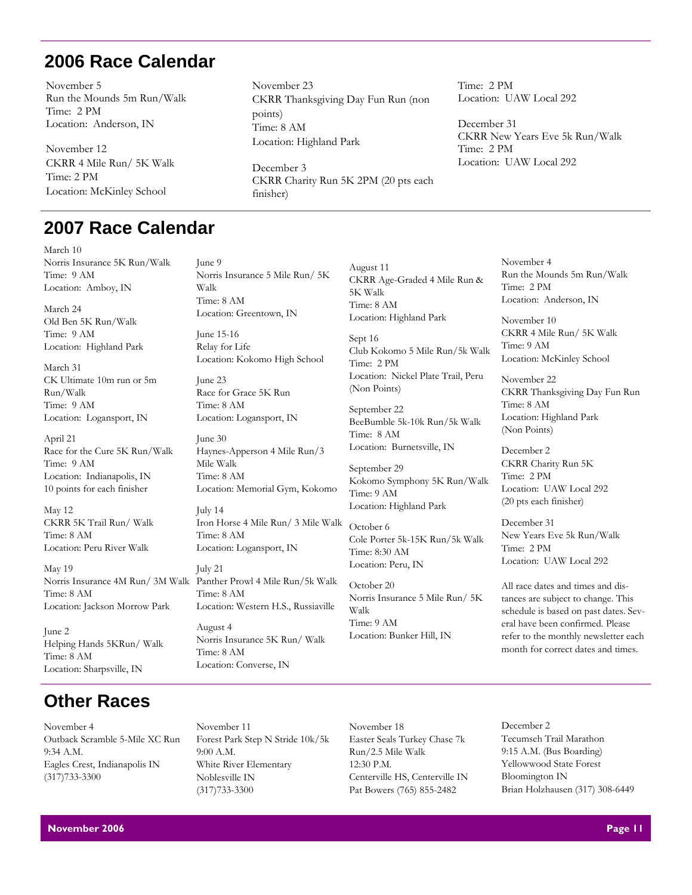## 2006 Race Calendar

November 5
Run the Mounds 5m Run/Walk
Time: 2 PM
Location: Anderson, IN

November 12
CKRR 4 Mile Run/ 5K Walk
Time: 2 PM
Location: McKinley School

November 23
CKRR Thanksgiving Day Fun Run (non points)
Time: 8 AM
Location: Highland Park

December 3
CKRR Charity Run 5K 2PM (20 pts each finisher)
Time: 2 PM
Location: UAW Local 292

December 31
CKRR New Years Eve 5k Run/Walk
Time: 2 PM
Location: UAW Local 292

## 2007 Race Calendar

March 10
Norris Insurance 5K Run/Walk
Time: 9 AM
Location: Amboy, IN

March 24
Old Ben 5K Run/Walk
Time: 9 AM
Location: Highland Park

March 31
CK Ultimate 10m run or 5m Run/Walk
Time: 9 AM
Location: Logansport, IN

April 21
Race for the Cure 5K Run/Walk
Time: 9 AM
Location: Indianapolis, IN
10 points for each finisher

May 12
CKRR 5K Trail Run/ Walk
Time: 8 AM
Location: Peru River Walk

May 19
Norris Insurance 4M Run/ 3M Walk
Time: 8 AM
Location: Jackson Morrow Park

June 2
Helping Hands 5KRun/ Walk
Time: 8 AM
Location: Sharpsville, IN

June 9
Norris Insurance 5 Mile Run/ 5K Walk
Time: 8 AM
Location: Greentown, IN

June 15-16
Relay for Life
Location: Kokomo High School

June 23
Race for Grace 5K Run
Time: 8 AM
Location: Logansport, IN

June 30
Haynes-Apperson 4 Mile Run/3 Mile Walk
Time: 8 AM
Location: Memorial Gym, Kokomo

July 14
Iron Horse 4 Mile Run/ 3 Mile Walk
Time: 8 AM
Location: Logansport, IN

July 21
Panther Prowl 4 Mile Run/5k Walk
Time: 8 AM
Location: Western H.S., Russiaville

August 4
Norris Insurance 5K Run/ Walk
Time: 8 AM
Location: Converse, IN

August 11
CKRR Age-Graded 4 Mile Run & 5K Walk
Time: 8 AM
Location: Highland Park

Sept 16
Club Kokomo 5 Mile Run/5k Walk
Time: 2 PM
Location: Nickel Plate Trail, Peru (Non Points)

September 22
BeeBumble 5k-10k Run/5k Walk
Time: 8 AM
Location: Burnetsville, IN

September 29
Kokomo Symphony 5K Run/Walk
Time: 9 AM
Location: Highland Park

October 6
Cole Porter 5k-15K Run/5k Walk
Time: 8:30 AM
Location: Peru, IN

October 20
Norris Insurance 5 Mile Run/ 5K Walk
Time: 9 AM
Location: Bunker Hill, IN

November 4
Run the Mounds 5m Run/Walk
Time: 2 PM
Location: Anderson, IN

November 10
CKRR 4 Mile Run/ 5K Walk
Time: 9 AM
Location: McKinley School

November 22
CKRR Thanksgiving Day Fun Run
Time: 8 AM
Location: Highland Park
(Non Points)

December 2
CKRR Charity Run 5K
Time: 2 PM
Location: UAW Local 292
(20 pts each finisher)

December 31
New Years Eve 5k Run/Walk
Time: 2 PM
Location: UAW Local 292

All race dates and times and distances are subject to change. This schedule is based on past dates. Several have been confirmed. Please refer to the monthly newsletter each month for correct dates and times.

## Other Races

November 4
Outback Scramble 5-Mile XC Run
9:34 A.M.
Eagles Crest, Indianapolis IN
(317)733-3300

November 11
Forest Park Step N Stride 10k/5k
9:00 A.M.
White River Elementary
Noblesville IN
(317)733-3300

November 18
Easter Seals Turkey Chase 7k Run/2.5 Mile Walk
12:30 P.M.
Centerville HS, Centerville IN
Pat Bowers (765) 855-2482

December 2
Tecumseh Trail Marathon
9:15 A.M. (Bus Boarding)
Yellowwood State Forest
Bloomington IN
Brian Holzhausen (317) 308-6449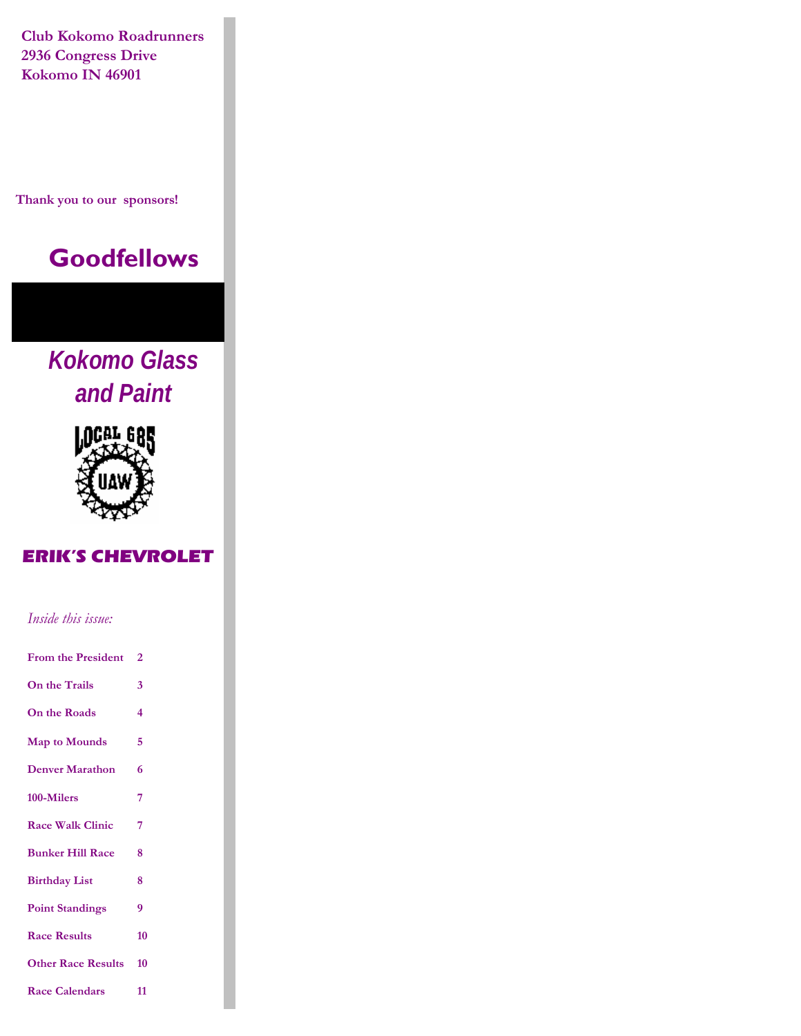**Club Kokomo Roadrunners**
**2936 Congress Drive**
**Kokomo IN 46901**

**Thank you to our sponsors!**

**Goodfellows**

***Kokomo Glass and Paint***

LOCAL 685
UAW

**ERIK'S CHEVROLET**

*Inside this issue:*

| | |
|---|---|
| **From the President** | **2** |
| **On the Trails** | **3** |
| **On the Roads** | **4** |
| **Map to Mounds** | **5** |
| **Denver Marathon** | **6** |
| **100-Milers** | **7** |
| **Race Walk Clinic** | **7** |
| **Bunker Hill Race** | **8** |
| **Birthday List** | **8** |
| **Point Standings** | **9** |
| **Race Results** | **10** |
| **Other Race Results** | **10** |
| **Race Calendars** | **11** |